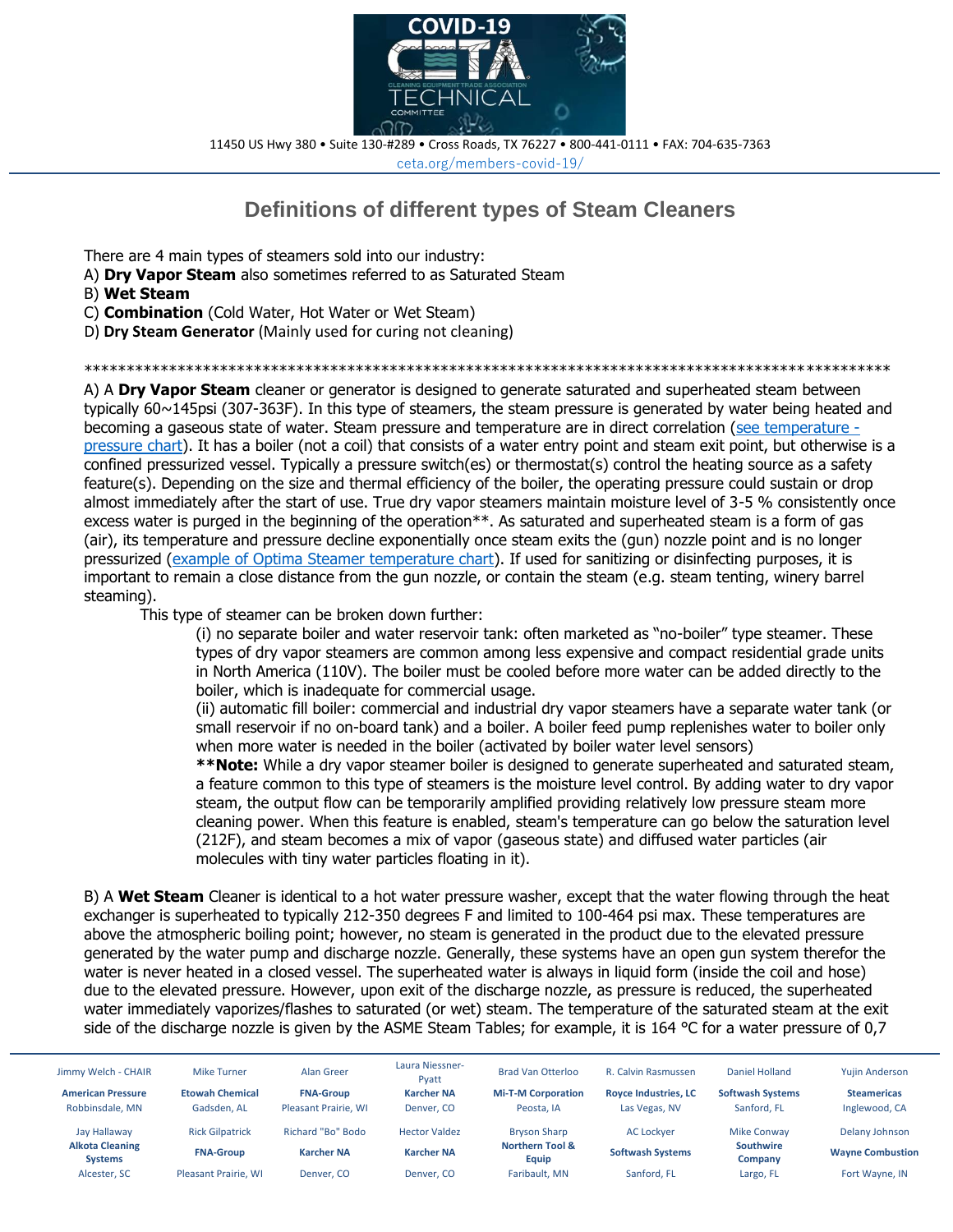11450 US Hwy 380 • Suite 130-#289 • Cross Roads, TX 76227 • 800-441-0111 • FAX: 704-635-7363
ceta.org/members-covid-19/

# Definitions of different types of Steam Cleaners

There are 4 main types of steamers sold into our industry:
A) **Dry Vapor Steam** also sometimes referred to as Saturated Steam
B) **Wet Steam**
C) **Combination** (Cold Water, Hot Water or Wet Steam)
D) **Dry Steam Generator** (Mainly used for curing not cleaning)

\*\*\*\*\*\*\*\*\*\*\*\*\*\*\*\*\*\*\*\*\*\*\*\*\*\*\*\*\*\*\*\*\*\*\*\*\*\*\*\*\*\*\*\*\*\*\*\*\*\*\*\*\*\*\*\*\*\*\*\*\*\*\*\*\*\*\*\*\*\*\*\*\*\*\*\*\*\*\*\*\*\*\*\*\*\*\*\*\*\*\*\*\*\*

A) A **Dry Vapor Steam** cleaner or generator is designed to generate saturated and superheated steam between typically 60~145psi (307-363F). In this type of steamers, the steam pressure is generated by water being heated and becoming a gaseous state of water. Steam pressure and temperature are in direct correlation (see temperature - pressure chart). It has a boiler (not a coil) that consists of a water entry point and steam exit point, but otherwise is a confined pressurized vessel. Typically a pressure switch(es) or thermostat(s) control the heating source as a safety feature(s). Depending on the size and thermal efficiency of the boiler, the operating pressure could sustain or drop almost immediately after the start of use. True dry vapor steamers maintain moisture level of 3-5 % consistently once excess water is purged in the beginning of the operation\*\*. As saturated and superheated steam is a form of gas (air), its temperature and pressure decline exponentially once steam exits the (gun) nozzle point and is no longer pressurized (example of Optima Steamer temperature chart). If used for sanitizing or disinfecting purposes, it is important to remain a close distance from the gun nozzle, or contain the steam (e.g. steam tenting, winery barrel steaming).

This type of steamer can be broken down further:

(i) no separate boiler and water reservoir tank: often marketed as "no-boiler" type steamer. These types of dry vapor steamers are common among less expensive and compact residential grade units in North America (110V). The boiler must be cooled before more water can be added directly to the boiler, which is inadequate for commercial usage.

(ii) automatic fill boiler: commercial and industrial dry vapor steamers have a separate water tank (or small reservoir if no on-board tank) and a boiler. A boiler feed pump replenishes water to boiler only when more water is needed in the boiler (activated by boiler water level sensors)

**\*\*Note:** While a dry vapor steamer boiler is designed to generate superheated and saturated steam, a feature common to this type of steamers is the moisture level control. By adding water to dry vapor steam, the output flow can be temporarily amplified providing relatively low pressure steam more cleaning power. When this feature is enabled, steam's temperature can go below the saturation level (212F), and steam becomes a mix of vapor (gaseous state) and diffused water particles (air molecules with tiny water particles floating in it).

B) A **Wet Steam** Cleaner is identical to a hot water pressure washer, except that the water flowing through the heat exchanger is superheated to typically 212-350 degrees F and limited to 100-464 psi max. These temperatures are above the atmospheric boiling point; however, no steam is generated in the product due to the elevated pressure generated by the water pump and discharge nozzle. Generally, these systems have an open gun system therefor the water is never heated in a closed vessel. The superheated water is always in liquid form (inside the coil and hose) due to the elevated pressure. However, upon exit of the discharge nozzle, as pressure is reduced, the superheated water immediately vaporizes/flashes to saturated (or wet) steam. The temperature of the saturated steam at the exit side of the discharge nozzle is given by the ASME Steam Tables; for example, it is 164 °C for a water pressure of 0,7

| | | | | | | | |
|---|---|---|---|---|---|---|---|
| Jimmy Welch - CHAIR | Mike Turner | Alan Greer | Laura Niessner-Pyatt | Brad Van Otterloo | R. Calvin Rasmussen | Daniel Holland | Yujin Anderson |
| **American Pressure** | **Etowah Chemical** | **FNA-Group** | **Karcher NA** | **Mi-T-M Corporation** | **Royce Industries, LC** | **Softwash Systems** | **Steamericas** |
| Robbinsdale, MN | Gadsden, AL | Pleasant Prairie, WI | Denver, CO | Peosta, IA | Las Vegas, NV | Sanford, FL | Inglewood, CA |
| Jay Hallaway | Rick Gilpatrick | Richard "Bo" Bodo | Hector Valdez | Bryson Sharp | AC Lockyer | Mike Conway | Delany Johnson |
| **Alkota Cleaning Systems** | **FNA-Group** | **Karcher NA** | **Karcher NA** | **Northern Tool & Equip** | **Softwash Systems** | **Southwire Company** | **Wayne Combustion** |
| Alcester, SC | Pleasant Prairie, WI | Denver, CO | Denver, CO | Faribault, MN | Sanford, FL | Largo, FL | Fort Wayne, IN |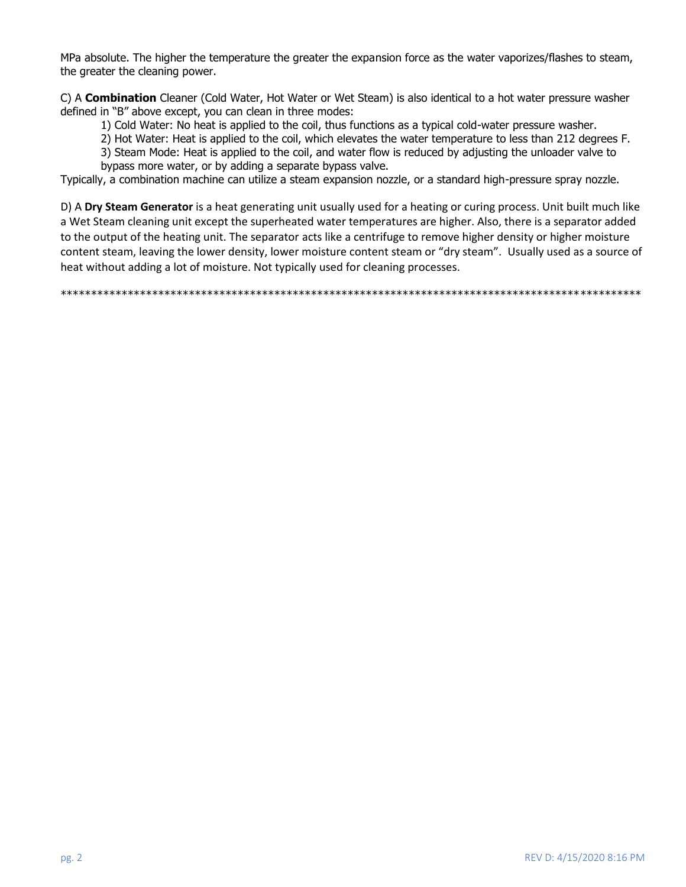MPa absolute. The higher the temperature the greater the expansion force as the water vaporizes/flashes to steam, the greater the cleaning power.

C) A **Combination** Cleaner (Cold Water, Hot Water or Wet Steam) is also identical to a hot water pressure washer defined in "B" above except, you can clean in three modes:

1) Cold Water: No heat is applied to the coil, thus functions as a typical cold-water pressure washer.
2) Hot Water: Heat is applied to the coil, which elevates the water temperature to less than 212 degrees F.
3) Steam Mode: Heat is applied to the coil, and water flow is reduced by adjusting the unloader valve to bypass more water, or by adding a separate bypass valve.

Typically, a combination machine can utilize a steam expansion nozzle, or a standard high-pressure spray nozzle.

D) A **Dry Steam Generator** is a heat generating unit usually used for a heating or curing process. Unit built much like a Wet Steam cleaning unit except the superheated water temperatures are higher. Also, there is a separator added to the output of the heating unit. The separator acts like a centrifuge to remove higher density or higher moisture content steam, leaving the lower density, lower moisture content steam or "dry steam". Usually used as a source of heat without adding a lot of moisture. Not typically used for cleaning processes.

**************************************************************************************************